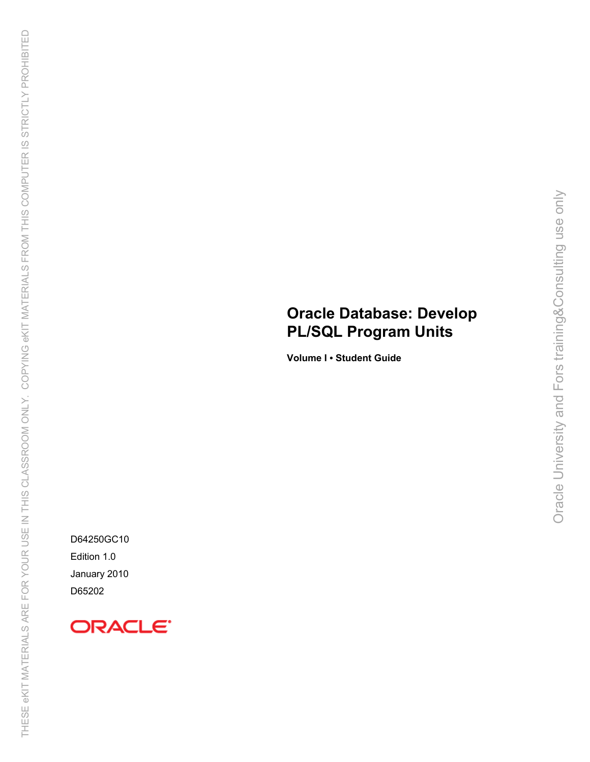# Oracle Database: Develop PL/SQL Program Units

**Volume I • Student Guide**

D64250GC10

Edition 1.0

January 2010

D65202

ORACLE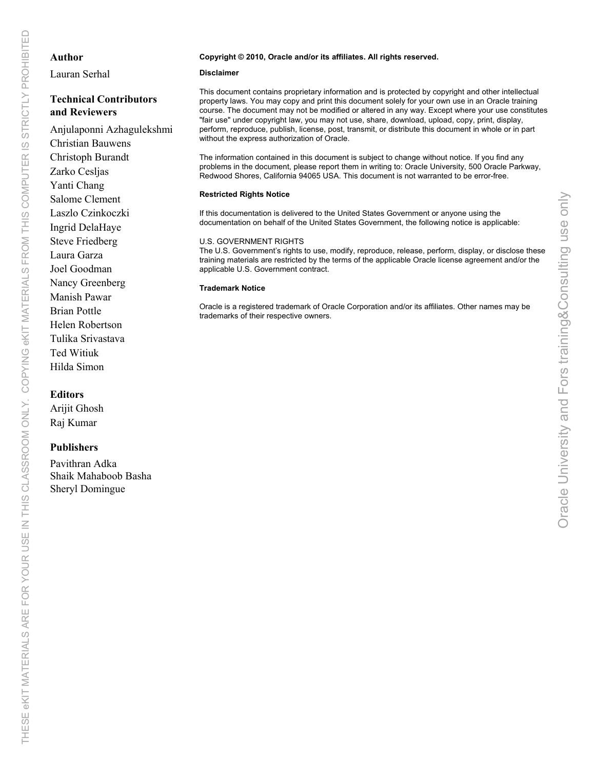## Author

Lauran Serhal

## Technical Contributors and Reviewers

Anjulaponni Azhagulekshmi
Christian Bauwens
Christoph Burandt
Zarko Cesljas
Yanti Chang
Salome Clement
Laszlo Czinkoczki
Ingrid DelaHaye
Steve Friedberg
Laura Garza
Joel Goodman
Nancy Greenberg
Manish Pawar
Brian Pottle
Helen Robertson
Tulika Srivastava
Ted Witiuk
Hilda Simon

## Editors

Arijit Ghosh
Raj Kumar

## Publishers

Pavithran Adka
Shaik Mahaboob Basha
Sheryl Domingue

**Copyright © 2010, Oracle and/or its affiliates. All rights reserved.**

**Disclaimer**

This document contains proprietary information and is protected by copyright and other intellectual property laws. You may copy and print this document solely for your own use in an Oracle training course. The document may not be modified or altered in any way. Except where your use constitutes "fair use" under copyright law, you may not use, share, download, upload, copy, print, display, perform, reproduce, publish, license, post, transmit, or distribute this document in whole or in part without the express authorization of Oracle.

The information contained in this document is subject to change without notice. If you find any problems in the document, please report them in writing to: Oracle University, 500 Oracle Parkway, Redwood Shores, California 94065 USA. This document is not warranted to be error-free.

**Restricted Rights Notice**

If this documentation is delivered to the United States Government or anyone using the documentation on behalf of the United States Government, the following notice is applicable:

U.S. GOVERNMENT RIGHTS
The U.S. Government's rights to use, modify, reproduce, release, perform, display, or disclose these training materials are restricted by the terms of the applicable Oracle license agreement and/or the applicable U.S. Government contract.

**Trademark Notice**

Oracle is a registered trademark of Oracle Corporation and/or its affiliates. Other names may be trademarks of their respective owners.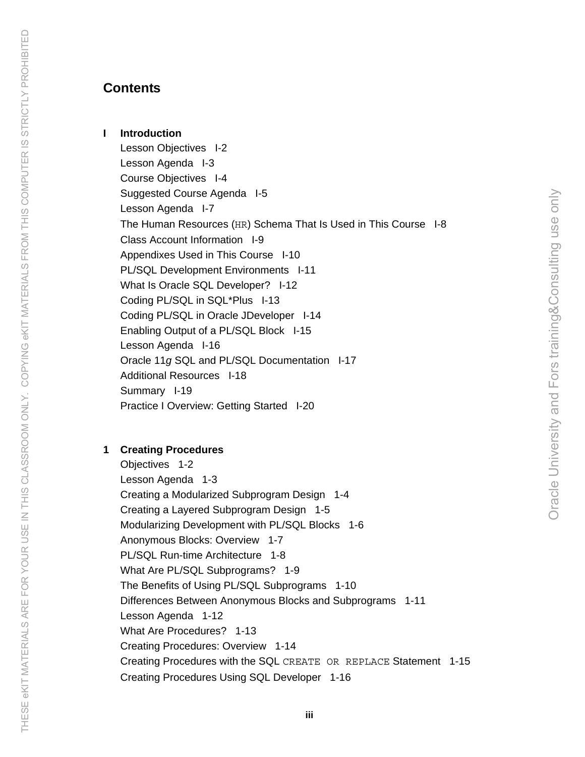# Contents

**I Introduction**

Lesson Objectives I-2
Lesson Agenda I-3
Course Objectives I-4
Suggested Course Agenda I-5
Lesson Agenda I-7
The Human Resources (`HR`) Schema That Is Used in This Course I-8
Class Account Information I-9
Appendixes Used in This Course I-10
PL/SQL Development Environments I-11
What Is Oracle SQL Developer? I-12
Coding PL/SQL in SQL*Plus I-13
Coding PL/SQL in Oracle JDeveloper I-14
Enabling Output of a PL/SQL Block I-15
Lesson Agenda I-16
Oracle 11*g* SQL and PL/SQL Documentation I-17
Additional Resources I-18
Summary I-19
Practice I Overview: Getting Started I-20

**1 Creating Procedures**

Objectives 1-2
Lesson Agenda 1-3
Creating a Modularized Subprogram Design 1-4
Creating a Layered Subprogram Design 1-5
Modularizing Development with PL/SQL Blocks 1-6
Anonymous Blocks: Overview 1-7
PL/SQL Run-time Architecture 1-8
What Are PL/SQL Subprograms? 1-9
The Benefits of Using PL/SQL Subprograms 1-10
Differences Between Anonymous Blocks and Subprograms 1-11
Lesson Agenda 1-12
What Are Procedures? 1-13
Creating Procedures: Overview 1-14
Creating Procedures with the SQL `CREATE OR REPLACE` Statement 1-15
Creating Procedures Using SQL Developer 1-16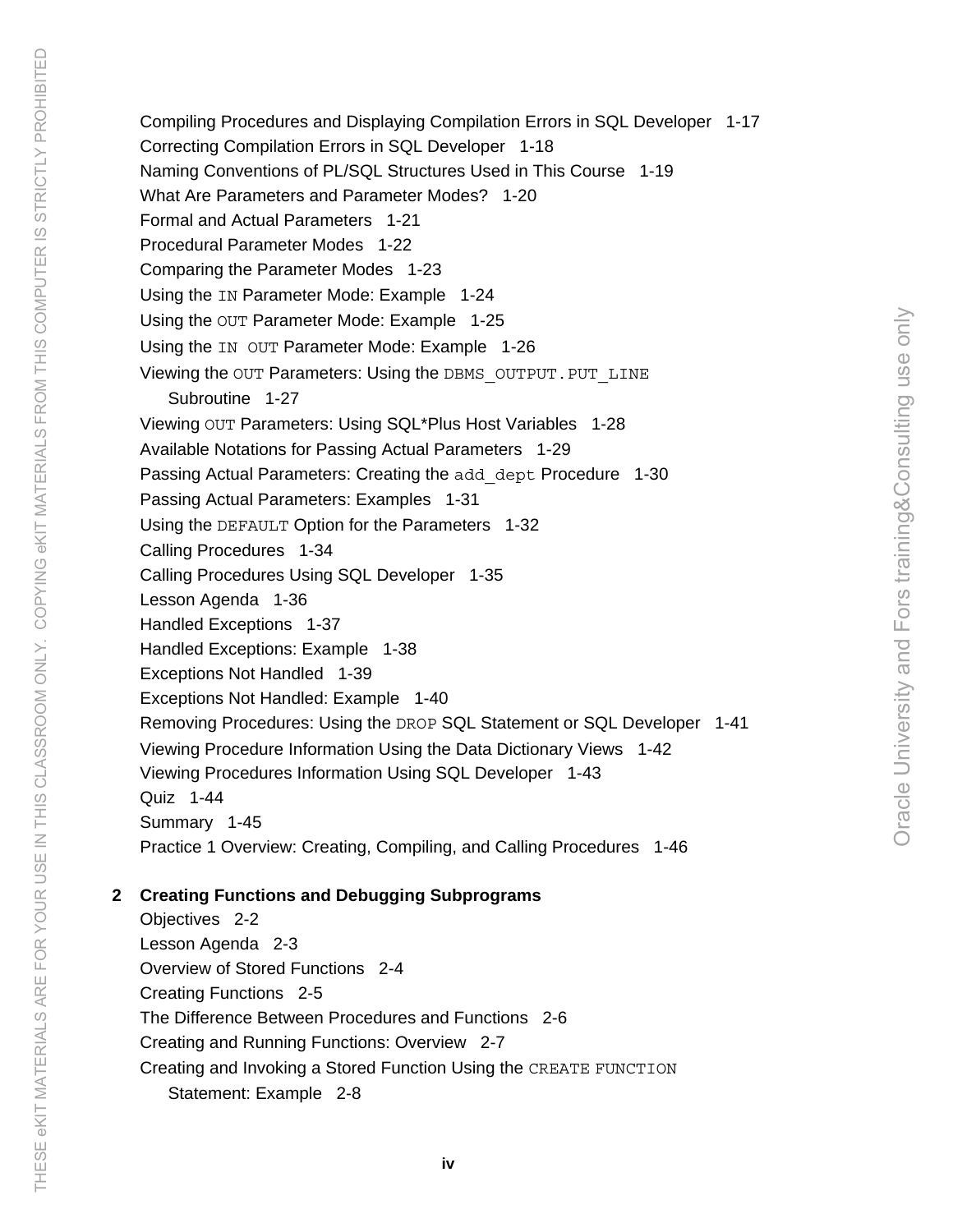Compiling Procedures and Displaying Compilation Errors in SQL Developer 1-17
Correcting Compilation Errors in SQL Developer 1-18
Naming Conventions of PL/SQL Structures Used in This Course 1-19
What Are Parameters and Parameter Modes? 1-20
Formal and Actual Parameters 1-21
Procedural Parameter Modes 1-22
Comparing the Parameter Modes 1-23
Using the `IN` Parameter Mode: Example 1-24
Using the `OUT` Parameter Mode: Example 1-25
Using the `IN OUT` Parameter Mode: Example 1-26
Viewing the `OUT` Parameters: Using the `DBMS_OUTPUT.PUT_LINE` Subroutine 1-27
Viewing `OUT` Parameters: Using SQL*Plus Host Variables 1-28
Available Notations for Passing Actual Parameters 1-29
Passing Actual Parameters: Creating the `add_dept` Procedure 1-30
Passing Actual Parameters: Examples 1-31
Using the `DEFAULT` Option for the Parameters 1-32
Calling Procedures 1-34
Calling Procedures Using SQL Developer 1-35
Lesson Agenda 1-36
Handled Exceptions 1-37
Handled Exceptions: Example 1-38
Exceptions Not Handled 1-39
Exceptions Not Handled: Example 1-40
Removing Procedures: Using the `DROP` SQL Statement or SQL Developer 1-41
Viewing Procedure Information Using the Data Dictionary Views 1-42
Viewing Procedures Information Using SQL Developer 1-43
Quiz 1-44
Summary 1-45
Practice 1 Overview: Creating, Compiling, and Calling Procedures 1-46

**2 Creating Functions and Debugging Subprograms**

Objectives 2-2
Lesson Agenda 2-3
Overview of Stored Functions 2-4
Creating Functions 2-5
The Difference Between Procedures and Functions 2-6
Creating and Running Functions: Overview 2-7
Creating and Invoking a Stored Function Using the `CREATE FUNCTION` Statement: Example 2-8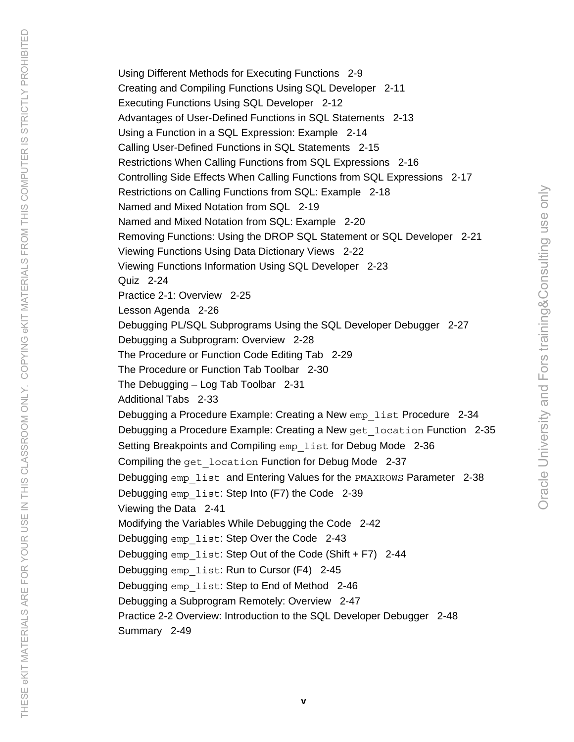Using Different Methods for Executing Functions 2-9
Creating and Compiling Functions Using SQL Developer 2-11
Executing Functions Using SQL Developer 2-12
Advantages of User-Defined Functions in SQL Statements 2-13
Using a Function in a SQL Expression: Example 2-14
Calling User-Defined Functions in SQL Statements 2-15
Restrictions When Calling Functions from SQL Expressions 2-16
Controlling Side Effects When Calling Functions from SQL Expressions 2-17
Restrictions on Calling Functions from SQL: Example 2-18
Named and Mixed Notation from SQL 2-19
Named and Mixed Notation from SQL: Example 2-20
Removing Functions: Using the DROP SQL Statement or SQL Developer 2-21
Viewing Functions Using Data Dictionary Views 2-22
Viewing Functions Information Using SQL Developer 2-23
Quiz 2-24
Practice 2-1: Overview 2-25
Lesson Agenda 2-26
Debugging PL/SQL Subprograms Using the SQL Developer Debugger 2-27
Debugging a Subprogram: Overview 2-28
The Procedure or Function Code Editing Tab 2-29
The Procedure or Function Tab Toolbar 2-30
The Debugging – Log Tab Toolbar 2-31
Additional Tabs 2-33
Debugging a Procedure Example: Creating a New `emp_list` Procedure 2-34
Debugging a Procedure Example: Creating a New `get_location` Function 2-35
Setting Breakpoints and Compiling `emp_list` for Debug Mode 2-36
Compiling the `get_location` Function for Debug Mode 2-37
Debugging `emp_list` and Entering Values for the `PMAXROWS` Parameter 2-38
Debugging `emp_list`: Step Into (F7) the Code 2-39
Viewing the Data 2-41
Modifying the Variables While Debugging the Code 2-42
Debugging `emp_list`: Step Over the Code 2-43
Debugging `emp_list`: Step Out of the Code (Shift + F7) 2-44
Debugging `emp_list`: Run to Cursor (F4) 2-45
Debugging `emp_list`: Step to End of Method 2-46
Debugging a Subprogram Remotely: Overview 2-47
Practice 2-2 Overview: Introduction to the SQL Developer Debugger 2-48
Summary 2-49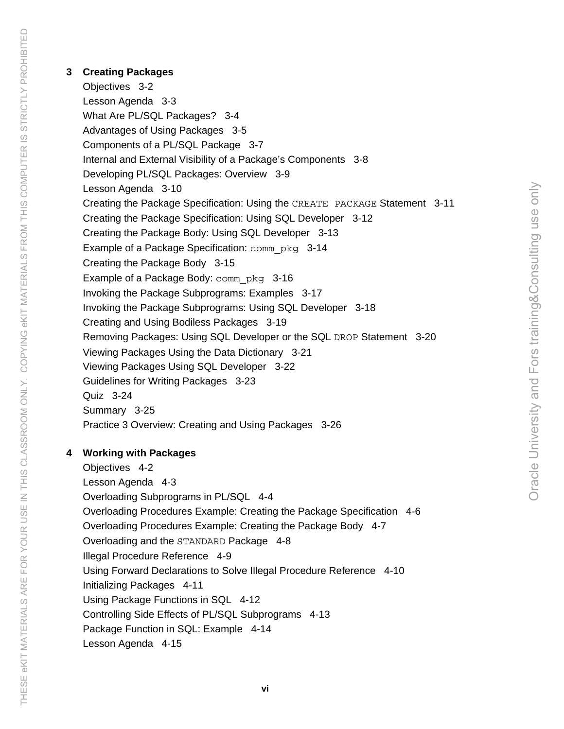**3 Creating Packages**

Objectives 3-2
Lesson Agenda 3-3
What Are PL/SQL Packages? 3-4
Advantages of Using Packages 3-5
Components of a PL/SQL Package 3-7
Internal and External Visibility of a Package's Components 3-8
Developing PL/SQL Packages: Overview 3-9
Lesson Agenda 3-10
Creating the Package Specification: Using the `CREATE PACKAGE` Statement 3-11
Creating the Package Specification: Using SQL Developer 3-12
Creating the Package Body: Using SQL Developer 3-13
Example of a Package Specification: `comm_pkg` 3-14
Creating the Package Body 3-15
Example of a Package Body: `comm_pkg` 3-16
Invoking the Package Subprograms: Examples 3-17
Invoking the Package Subprograms: Using SQL Developer 3-18
Creating and Using Bodiless Packages 3-19
Removing Packages: Using SQL Developer or the SQL `DROP` Statement 3-20
Viewing Packages Using the Data Dictionary 3-21
Viewing Packages Using SQL Developer 3-22
Guidelines for Writing Packages 3-23
Quiz 3-24
Summary 3-25
Practice 3 Overview: Creating and Using Packages 3-26

**4 Working with Packages**

Objectives 4-2
Lesson Agenda 4-3
Overloading Subprograms in PL/SQL 4-4
Overloading Procedures Example: Creating the Package Specification 4-6
Overloading Procedures Example: Creating the Package Body 4-7
Overloading and the `STANDARD` Package 4-8
Illegal Procedure Reference 4-9
Using Forward Declarations to Solve Illegal Procedure Reference 4-10
Initializing Packages 4-11
Using Package Functions in SQL 4-12
Controlling Side Effects of PL/SQL Subprograms 4-13
Package Function in SQL: Example 4-14
Lesson Agenda 4-15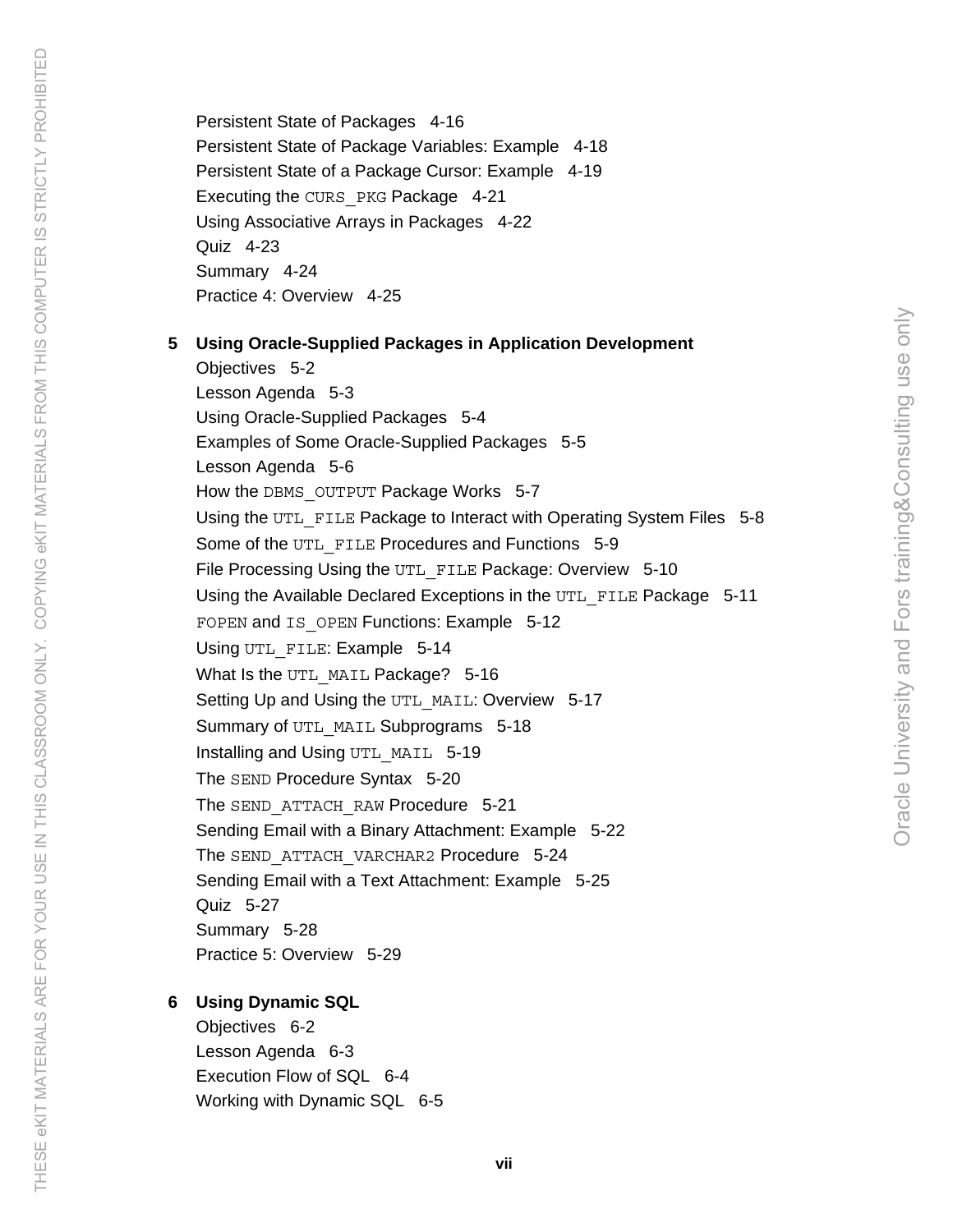Persistent State of Packages 4-16
Persistent State of Package Variables: Example 4-18
Persistent State of a Package Cursor: Example 4-19
Executing the `CURS_PKG` Package 4-21
Using Associative Arrays in Packages 4-22
Quiz 4-23
Summary 4-24
Practice 4: Overview 4-25

**5 Using Oracle-Supplied Packages in Application Development**

Objectives 5-2
Lesson Agenda 5-3
Using Oracle-Supplied Packages 5-4
Examples of Some Oracle-Supplied Packages 5-5
Lesson Agenda 5-6
How the `DBMS_OUTPUT` Package Works 5-7
Using the `UTL_FILE` Package to Interact with Operating System Files 5-8
Some of the `UTL_FILE` Procedures and Functions 5-9
File Processing Using the `UTL_FILE` Package: Overview 5-10
Using the Available Declared Exceptions in the `UTL_FILE` Package 5-11
`FOPEN` and `IS_OPEN` Functions: Example 5-12
Using `UTL_FILE`: Example 5-14
What Is the `UTL_MAIL` Package? 5-16
Setting Up and Using the `UTL_MAIL`: Overview 5-17
Summary of `UTL_MAIL` Subprograms 5-18
Installing and Using `UTL_MAIL` 5-19
The `SEND` Procedure Syntax 5-20
The `SEND_ATTACH_RAW` Procedure 5-21
Sending Email with a Binary Attachment: Example 5-22
The `SEND_ATTACH_VARCHAR2` Procedure 5-24
Sending Email with a Text Attachment: Example 5-25
Quiz 5-27
Summary 5-28
Practice 5: Overview 5-29

**6 Using Dynamic SQL**

Objectives 6-2
Lesson Agenda 6-3
Execution Flow of SQL 6-4
Working with Dynamic SQL 6-5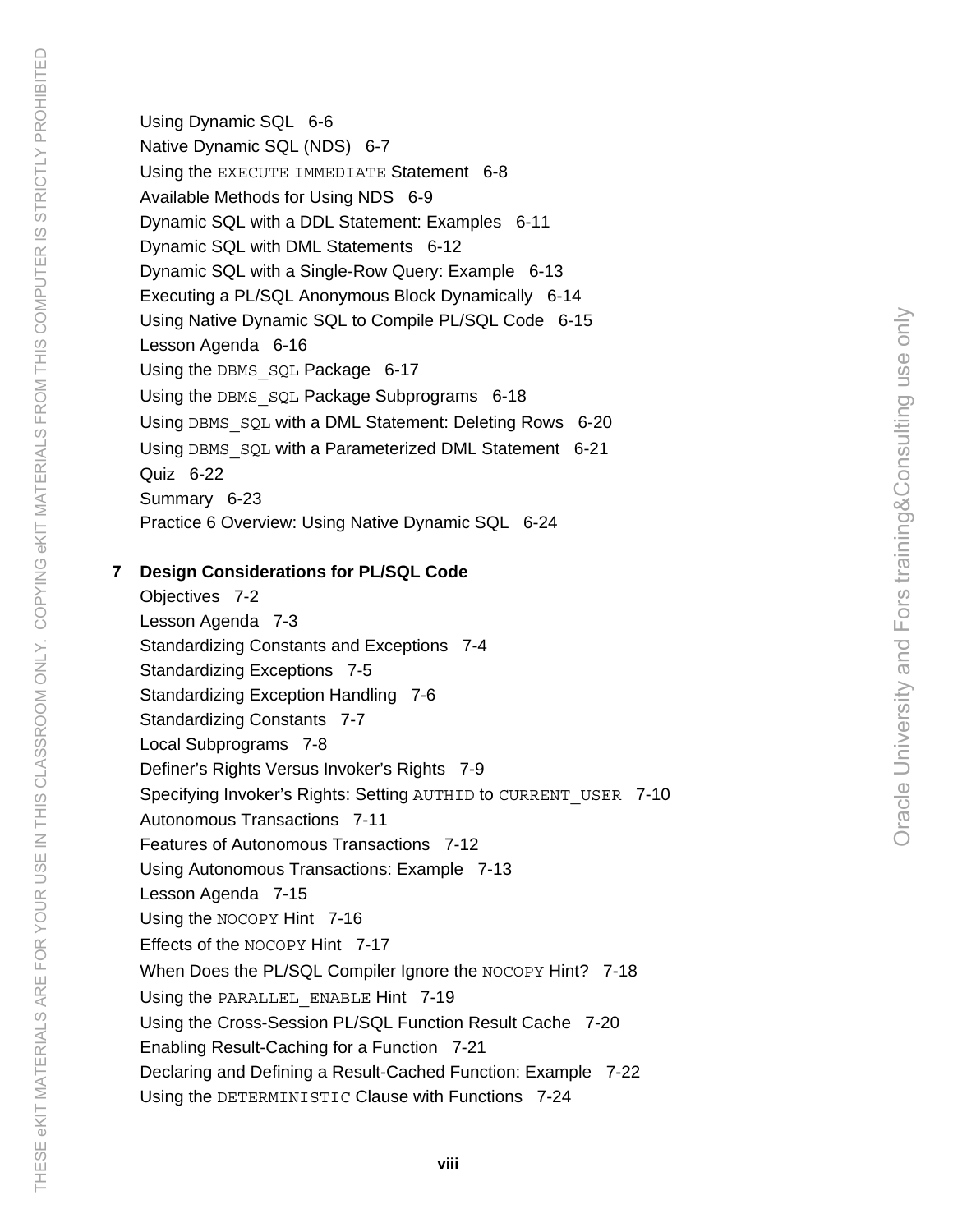Using Dynamic SQL 6-6
Native Dynamic SQL (NDS) 6-7
Using the `EXECUTE IMMEDIATE` Statement 6-8
Available Methods for Using NDS 6-9
Dynamic SQL with a DDL Statement: Examples 6-11
Dynamic SQL with DML Statements 6-12
Dynamic SQL with a Single-Row Query: Example 6-13
Executing a PL/SQL Anonymous Block Dynamically 6-14
Using Native Dynamic SQL to Compile PL/SQL Code 6-15
Lesson Agenda 6-16
Using the `DBMS_SQL` Package 6-17
Using the `DBMS_SQL` Package Subprograms 6-18
Using `DBMS_SQL` with a DML Statement: Deleting Rows 6-20
Using `DBMS_SQL` with a Parameterized DML Statement 6-21
Quiz 6-22
Summary 6-23
Practice 6 Overview: Using Native Dynamic SQL 6-24

**7 Design Considerations for PL/SQL Code**

Objectives 7-2
Lesson Agenda 7-3
Standardizing Constants and Exceptions 7-4
Standardizing Exceptions 7-5
Standardizing Exception Handling 7-6
Standardizing Constants 7-7
Local Subprograms 7-8
Definer's Rights Versus Invoker's Rights 7-9
Specifying Invoker's Rights: Setting `AUTHID` to `CURRENT_USER` 7-10
Autonomous Transactions 7-11
Features of Autonomous Transactions 7-12
Using Autonomous Transactions: Example 7-13
Lesson Agenda 7-15
Using the `NOCOPY` Hint 7-16
Effects of the `NOCOPY` Hint 7-17
When Does the PL/SQL Compiler Ignore the `NOCOPY` Hint? 7-18
Using the `PARALLEL_ENABLE` Hint 7-19
Using the Cross-Session PL/SQL Function Result Cache 7-20
Enabling Result-Caching for a Function 7-21
Declaring and Defining a Result-Cached Function: Example 7-22
Using the `DETERMINISTIC` Clause with Functions 7-24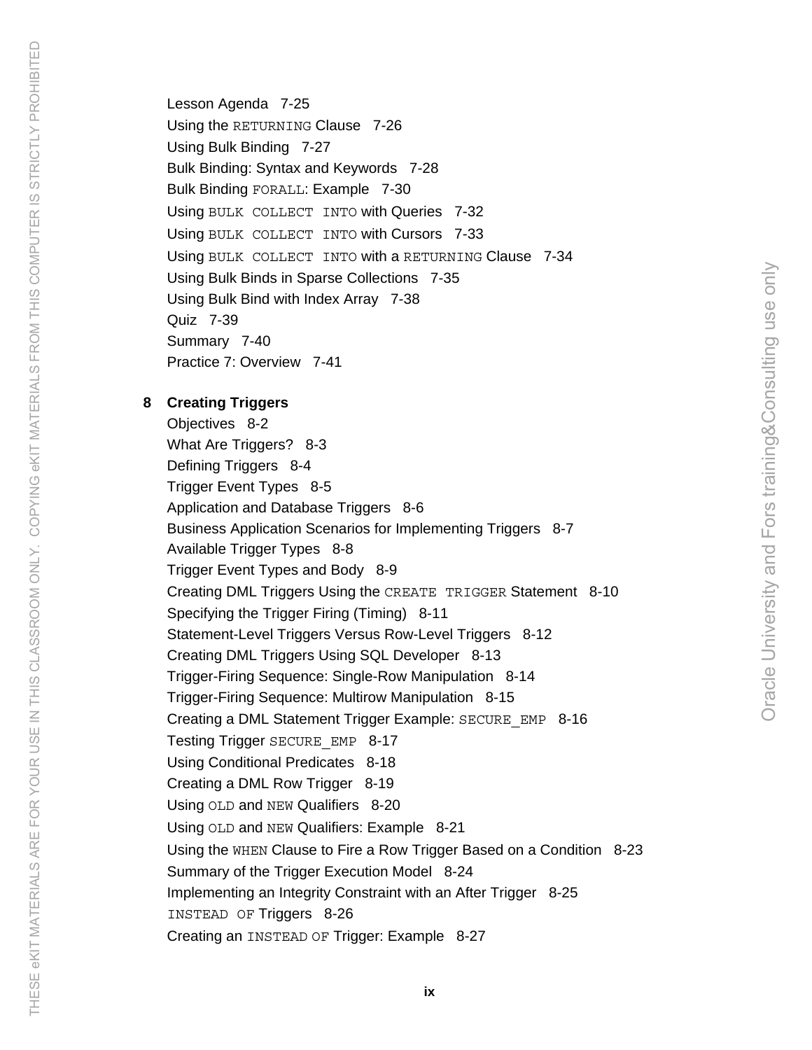Lesson Agenda 7-25
Using the `RETURNING` Clause 7-26
Using Bulk Binding 7-27
Bulk Binding: Syntax and Keywords 7-28
Bulk Binding `FORALL`: Example 7-30
Using `BULK COLLECT INTO` with Queries 7-32
Using `BULK COLLECT INTO` with Cursors 7-33
Using `BULK COLLECT INTO` with a `RETURNING` Clause 7-34
Using Bulk Binds in Sparse Collections 7-35
Using Bulk Bind with Index Array 7-38
Quiz 7-39
Summary 7-40
Practice 7: Overview 7-41

**8 Creating Triggers**

Objectives 8-2
What Are Triggers? 8-3
Defining Triggers 8-4
Trigger Event Types 8-5
Application and Database Triggers 8-6
Business Application Scenarios for Implementing Triggers 8-7
Available Trigger Types 8-8
Trigger Event Types and Body 8-9
Creating DML Triggers Using the `CREATE TRIGGER` Statement 8-10
Specifying the Trigger Firing (Timing) 8-11
Statement-Level Triggers Versus Row-Level Triggers 8-12
Creating DML Triggers Using SQL Developer 8-13
Trigger-Firing Sequence: Single-Row Manipulation 8-14
Trigger-Firing Sequence: Multirow Manipulation 8-15
Creating a DML Statement Trigger Example: `SECURE_EMP` 8-16
Testing Trigger `SECURE_EMP` 8-17
Using Conditional Predicates 8-18
Creating a DML Row Trigger 8-19
Using `OLD` and `NEW` Qualifiers 8-20
Using `OLD` and `NEW` Qualifiers: Example 8-21
Using the `WHEN` Clause to Fire a Row Trigger Based on a Condition 8-23
Summary of the Trigger Execution Model 8-24
Implementing an Integrity Constraint with an After Trigger 8-25
`INSTEAD OF` Triggers 8-26
Creating an `INSTEAD OF` Trigger: Example 8-27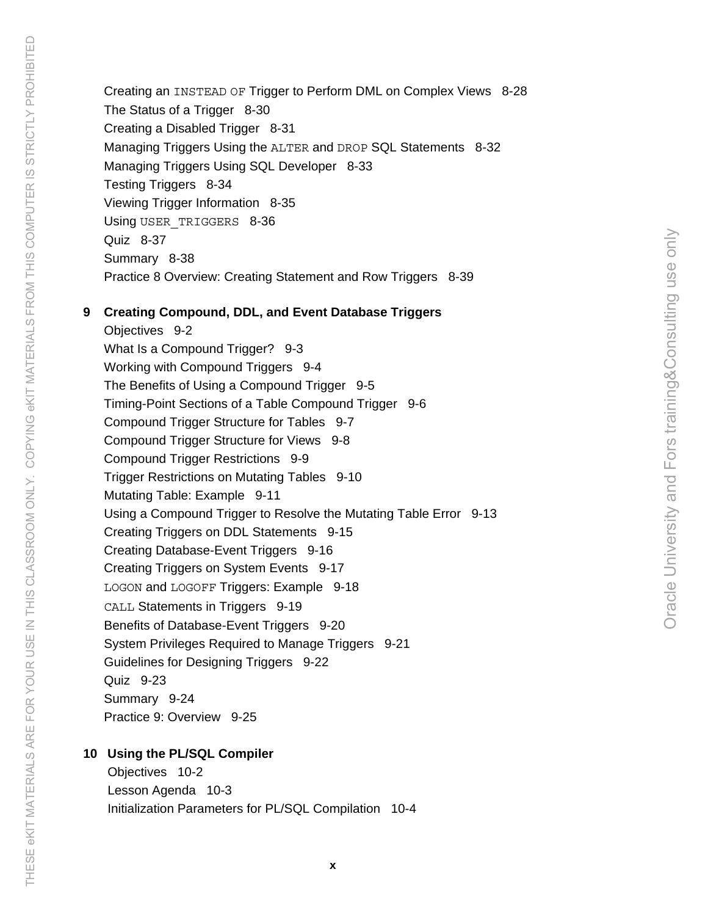Creating an `INSTEAD OF` Trigger to Perform DML on Complex Views 8-28
The Status of a Trigger 8-30
Creating a Disabled Trigger 8-31
Managing Triggers Using the `ALTER` and `DROP` SQL Statements 8-32
Managing Triggers Using SQL Developer 8-33
Testing Triggers 8-34
Viewing Trigger Information 8-35
Using `USER_TRIGGERS` 8-36
Quiz 8-37
Summary 8-38
Practice 8 Overview: Creating Statement and Row Triggers 8-39

**9 Creating Compound, DDL, and Event Database Triggers**

Objectives 9-2
What Is a Compound Trigger? 9-3
Working with Compound Triggers 9-4
The Benefits of Using a Compound Trigger 9-5
Timing-Point Sections of a Table Compound Trigger 9-6
Compound Trigger Structure for Tables 9-7
Compound Trigger Structure for Views 9-8
Compound Trigger Restrictions 9-9
Trigger Restrictions on Mutating Tables 9-10
Mutating Table: Example 9-11
Using a Compound Trigger to Resolve the Mutating Table Error 9-13
Creating Triggers on DDL Statements 9-15
Creating Database-Event Triggers 9-16
Creating Triggers on System Events 9-17
`LOGON` and `LOGOFF` Triggers: Example 9-18
`CALL` Statements in Triggers 9-19
Benefits of Database-Event Triggers 9-20
System Privileges Required to Manage Triggers 9-21
Guidelines for Designing Triggers 9-22
Quiz 9-23
Summary 9-24
Practice 9: Overview 9-25

**10 Using the PL/SQL Compiler**

Objectives 10-2
Lesson Agenda 10-3
Initialization Parameters for PL/SQL Compilation 10-4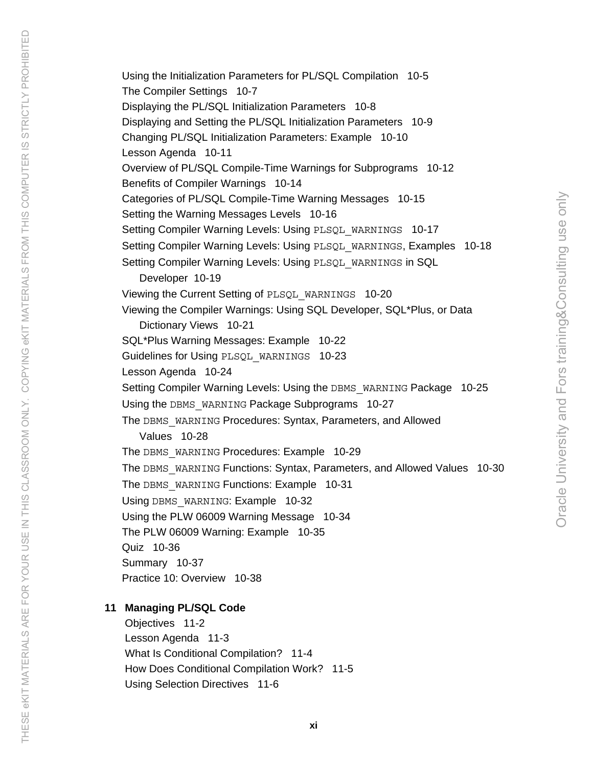Using the Initialization Parameters for PL/SQL Compilation 10-5
The Compiler Settings 10-7
Displaying the PL/SQL Initialization Parameters 10-8
Displaying and Setting the PL/SQL Initialization Parameters 10-9
Changing PL/SQL Initialization Parameters: Example 10-10
Lesson Agenda 10-11
Overview of PL/SQL Compile-Time Warnings for Subprograms 10-12
Benefits of Compiler Warnings 10-14
Categories of PL/SQL Compile-Time Warning Messages 10-15
Setting the Warning Messages Levels 10-16
Setting Compiler Warning Levels: Using `PLSQL_WARNINGS` 10-17
Setting Compiler Warning Levels: Using `PLSQL_WARNINGS`, Examples 10-18
Setting Compiler Warning Levels: Using `PLSQL_WARNINGS` in SQL Developer 10-19
Viewing the Current Setting of `PLSQL_WARNINGS` 10-20
Viewing the Compiler Warnings: Using SQL Developer, SQL*Plus, or Data Dictionary Views 10-21
SQL*Plus Warning Messages: Example 10-22
Guidelines for Using `PLSQL_WARNINGS` 10-23
Lesson Agenda 10-24
Setting Compiler Warning Levels: Using the `DBMS_WARNING` Package 10-25
Using the `DBMS_WARNING` Package Subprograms 10-27
The `DBMS_WARNING` Procedures: Syntax, Parameters, and Allowed Values 10-28
The `DBMS_WARNING` Procedures: Example 10-29
The `DBMS_WARNING` Functions: Syntax, Parameters, and Allowed Values 10-30
The `DBMS_WARNING` Functions: Example 10-31
Using `DBMS_WARNING`: Example 10-32
Using the PLW 06009 Warning Message 10-34
The PLW 06009 Warning: Example 10-35
Quiz 10-36
Summary 10-37
Practice 10: Overview 10-38

**11 Managing PL/SQL Code**

Objectives 11-2
Lesson Agenda 11-3
What Is Conditional Compilation? 11-4
How Does Conditional Compilation Work? 11-5
Using Selection Directives 11-6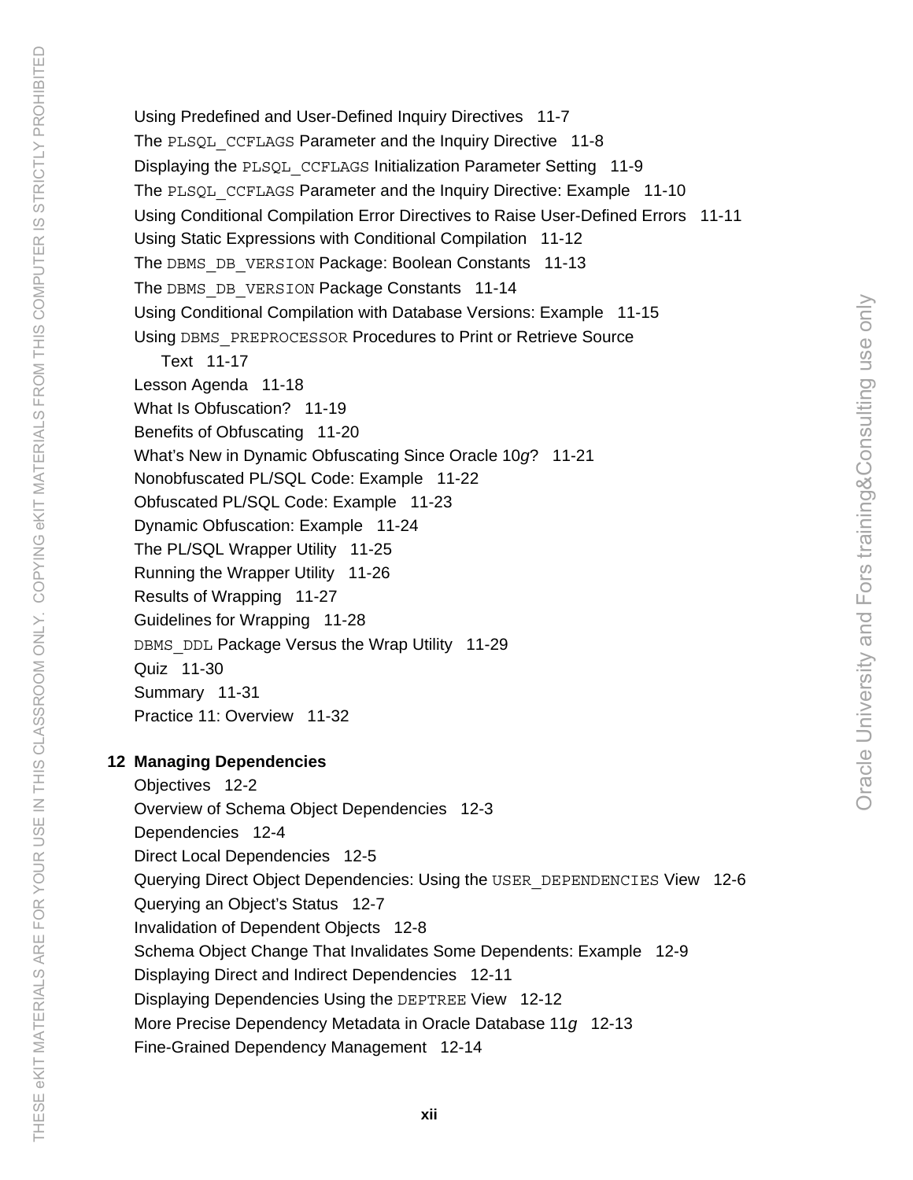Using Predefined and User-Defined Inquiry Directives   11-7
The `PLSQL_CCFLAGS` Parameter and the Inquiry Directive   11-8
Displaying the `PLSQL_CCFLAGS` Initialization Parameter Setting   11-9
The `PLSQL_CCFLAGS` Parameter and the Inquiry Directive: Example   11-10
Using Conditional Compilation Error Directives to Raise User-Defined Errors   11-11
Using Static Expressions with Conditional Compilation   11-12
The `DBMS_DB_VERSION` Package: Boolean Constants   11-13
The `DBMS_DB_VERSION` Package Constants   11-14
Using Conditional Compilation with Database Versions: Example   11-15
Using `DBMS_PREPROCESSOR` Procedures to Print or Retrieve Source Text   11-17
Lesson Agenda   11-18
What Is Obfuscation?   11-19
Benefits of Obfuscating   11-20
What's New in Dynamic Obfuscating Since Oracle 10*g*?   11-21
Nonobfuscated PL/SQL Code: Example   11-22
Obfuscated PL/SQL Code: Example   11-23
Dynamic Obfuscation: Example   11-24
The PL/SQL Wrapper Utility   11-25
Running the Wrapper Utility   11-26
Results of Wrapping   11-27
Guidelines for Wrapping   11-28
`DBMS_DDL` Package Versus the Wrap Utility   11-29
Quiz   11-30
Summary   11-31
Practice 11: Overview   11-32

**12 Managing Dependencies**

Objectives   12-2
Overview of Schema Object Dependencies   12-3
Dependencies   12-4
Direct Local Dependencies   12-5
Querying Direct Object Dependencies: Using the `USER_DEPENDENCIES` View   12-6
Querying an Object's Status   12-7
Invalidation of Dependent Objects   12-8
Schema Object Change That Invalidates Some Dependents: Example   12-9
Displaying Direct and Indirect Dependencies   12-11
Displaying Dependencies Using the `DEPTREE` View   12-12
More Precise Dependency Metadata in Oracle Database 11*g*   12-13
Fine-Grained Dependency Management   12-14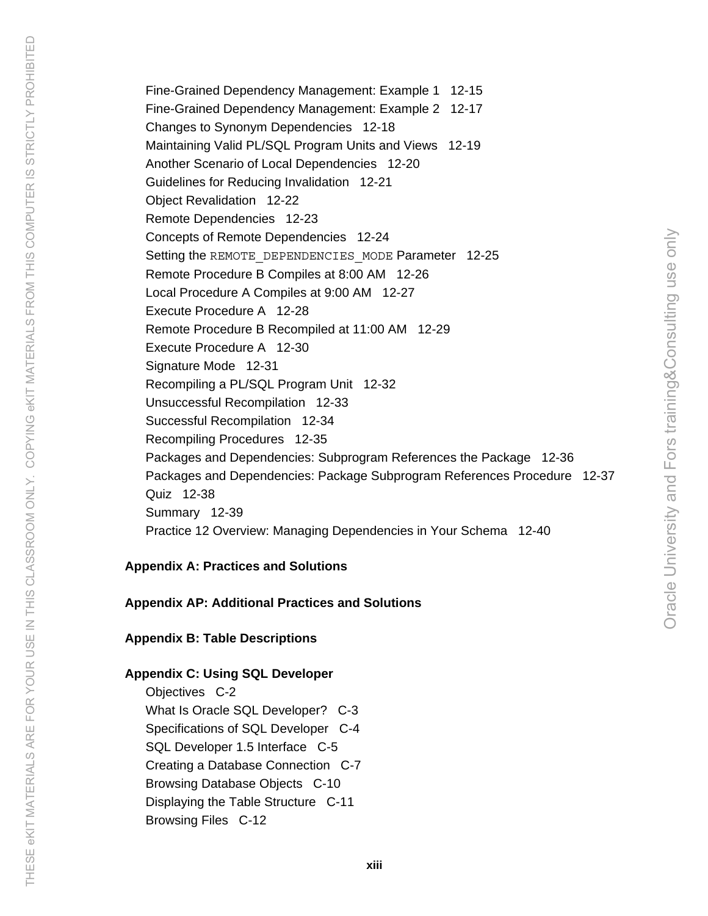Fine-Grained Dependency Management: Example 1 12-15
Fine-Grained Dependency Management: Example 2 12-17
Changes to Synonym Dependencies 12-18
Maintaining Valid PL/SQL Program Units and Views 12-19
Another Scenario of Local Dependencies 12-20
Guidelines for Reducing Invalidation 12-21
Object Revalidation 12-22
Remote Dependencies 12-23
Concepts of Remote Dependencies 12-24
Setting the `REMOTE_DEPENDENCIES_MODE` Parameter 12-25
Remote Procedure B Compiles at 8:00 AM 12-26
Local Procedure A Compiles at 9:00 AM 12-27
Execute Procedure A 12-28
Remote Procedure B Recompiled at 11:00 AM 12-29
Execute Procedure A 12-30
Signature Mode 12-31
Recompiling a PL/SQL Program Unit 12-32
Unsuccessful Recompilation 12-33
Successful Recompilation 12-34
Recompiling Procedures 12-35
Packages and Dependencies: Subprogram References the Package 12-36
Packages and Dependencies: Package Subprogram References Procedure 12-37
Quiz 12-38
Summary 12-39
Practice 12 Overview: Managing Dependencies in Your Schema 12-40

**Appendix A: Practices and Solutions**

**Appendix AP: Additional Practices and Solutions**

**Appendix B: Table Descriptions**

**Appendix C: Using SQL Developer**

Objectives C-2
What Is Oracle SQL Developer? C-3
Specifications of SQL Developer C-4
SQL Developer 1.5 Interface C-5
Creating a Database Connection C-7
Browsing Database Objects C-10
Displaying the Table Structure C-11
Browsing Files C-12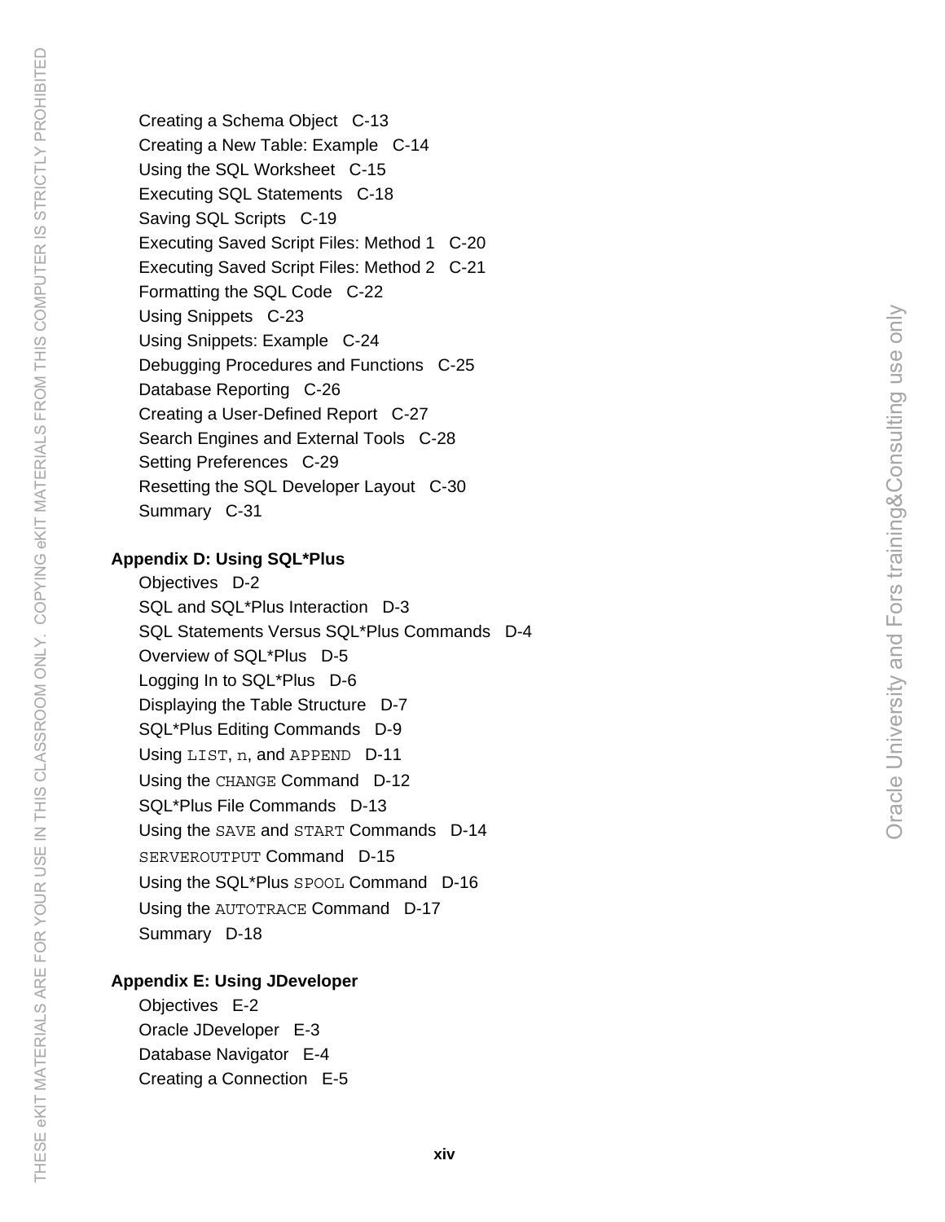Creating a Schema Object C-13
Creating a New Table: Example C-14
Using the SQL Worksheet C-15
Executing SQL Statements C-18
Saving SQL Scripts C-19
Executing Saved Script Files: Method 1 C-20
Executing Saved Script Files: Method 2 C-21
Formatting the SQL Code C-22
Using Snippets C-23
Using Snippets: Example C-24
Debugging Procedures and Functions C-25
Database Reporting C-26
Creating a User-Defined Report C-27
Search Engines and External Tools C-28
Setting Preferences C-29
Resetting the SQL Developer Layout C-30
Summary C-31

**Appendix D: Using SQL*Plus**

Objectives D-2
SQL and SQL*Plus Interaction D-3
SQL Statements Versus SQL*Plus Commands D-4
Overview of SQL*Plus D-5
Logging In to SQL*Plus D-6
Displaying the Table Structure D-7
SQL*Plus Editing Commands D-9
Using `LIST`, `n`, and `APPEND` D-11
Using the `CHANGE` Command D-12
SQL*Plus File Commands D-13
Using the `SAVE` and `START` Commands D-14
`SERVEROUTPUT` Command D-15
Using the SQL*Plus `SPOOL` Command D-16
Using the `AUTOTRACE` Command D-17
Summary D-18

**Appendix E: Using JDeveloper**

Objectives E-2
Oracle JDeveloper E-3
Database Navigator E-4
Creating a Connection E-5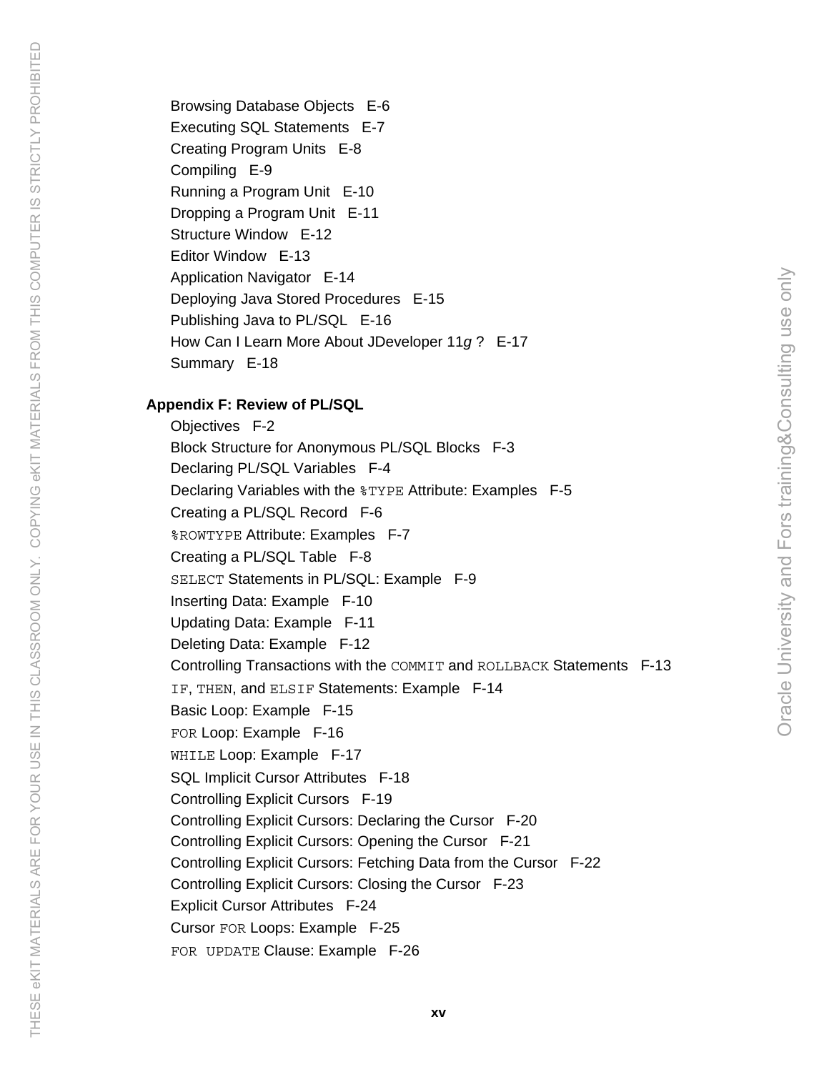Browsing Database Objects E-6
Executing SQL Statements E-7
Creating Program Units E-8
Compiling E-9
Running a Program Unit E-10
Dropping a Program Unit E-11
Structure Window E-12
Editor Window E-13
Application Navigator E-14
Deploying Java Stored Procedures E-15
Publishing Java to PL/SQL E-16
How Can I Learn More About JDeveloper 11*g* ? E-17
Summary E-18

**Appendix F: Review of PL/SQL**

Objectives F-2
Block Structure for Anonymous PL/SQL Blocks F-3
Declaring PL/SQL Variables F-4
Declaring Variables with the `%TYPE` Attribute: Examples F-5
Creating a PL/SQL Record F-6
`%ROWTYPE` Attribute: Examples F-7
Creating a PL/SQL Table F-8
`SELECT` Statements in PL/SQL: Example F-9
Inserting Data: Example F-10
Updating Data: Example F-11
Deleting Data: Example F-12
Controlling Transactions with the `COMMIT` and `ROLLBACK` Statements F-13
`IF`, `THEN`, and `ELSIF` Statements: Example F-14
Basic Loop: Example F-15
`FOR` Loop: Example F-16
`WHILE` Loop: Example F-17
SQL Implicit Cursor Attributes F-18
Controlling Explicit Cursors F-19
Controlling Explicit Cursors: Declaring the Cursor F-20
Controlling Explicit Cursors: Opening the Cursor F-21
Controlling Explicit Cursors: Fetching Data from the Cursor F-22
Controlling Explicit Cursors: Closing the Cursor F-23
Explicit Cursor Attributes F-24
Cursor `FOR` Loops: Example F-25
`FOR UPDATE` Clause: Example F-26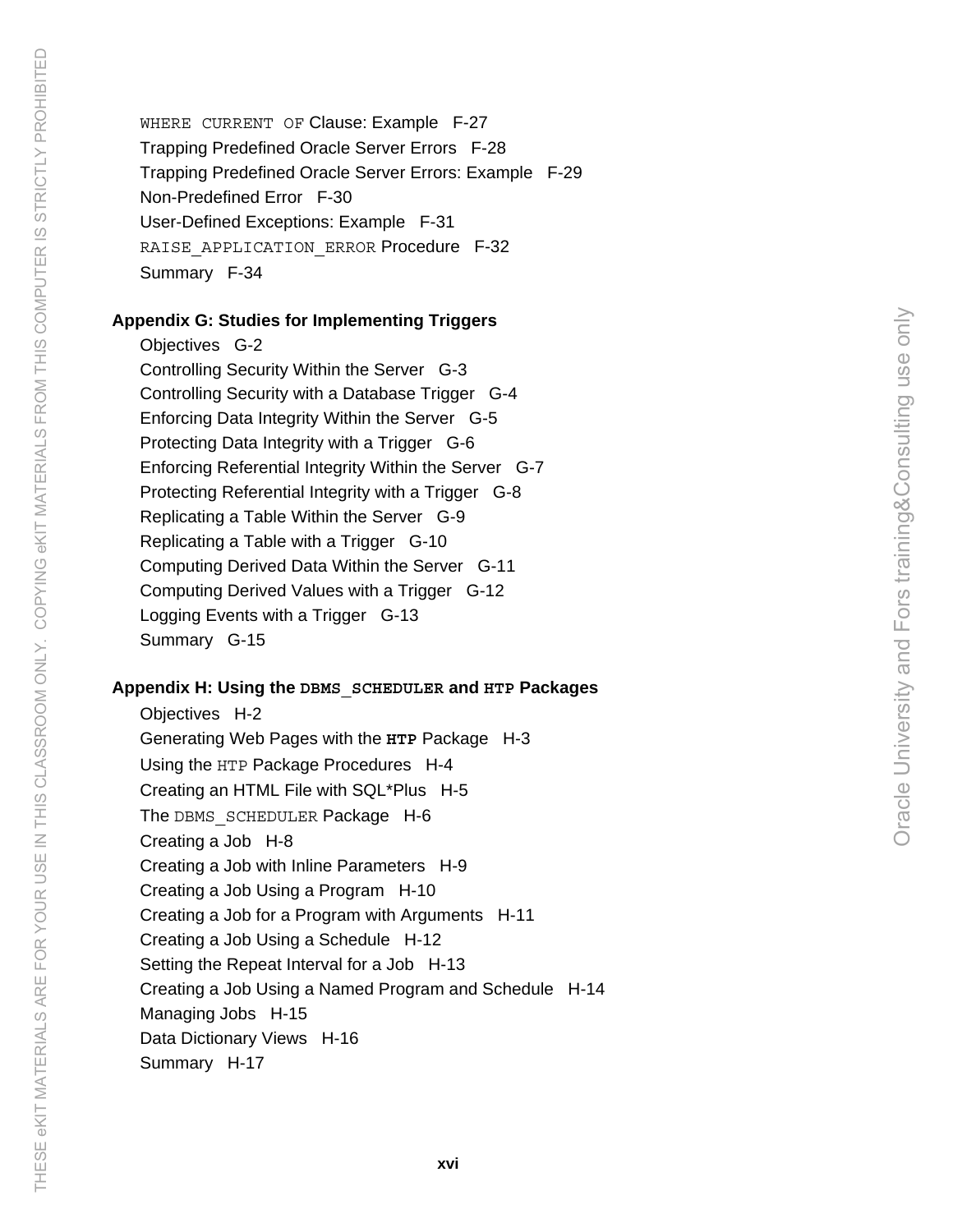`WHERE CURRENT OF` Clause: Example F-27
Trapping Predefined Oracle Server Errors F-28
Trapping Predefined Oracle Server Errors: Example F-29
Non-Predefined Error F-30
User-Defined Exceptions: Example F-31
`RAISE_APPLICATION_ERROR` Procedure F-32
Summary F-34

**Appendix G: Studies for Implementing Triggers**

Objectives G-2
Controlling Security Within the Server G-3
Controlling Security with a Database Trigger G-4
Enforcing Data Integrity Within the Server G-5
Protecting Data Integrity with a Trigger G-6
Enforcing Referential Integrity Within the Server G-7
Protecting Referential Integrity with a Trigger G-8
Replicating a Table Within the Server G-9
Replicating a Table with a Trigger G-10
Computing Derived Data Within the Server G-11
Computing Derived Values with a Trigger G-12
Logging Events with a Trigger G-13
Summary G-15

**Appendix H: Using the `DBMS_SCHEDULER` and `HTP` Packages**

Objectives H-2
Generating Web Pages with the **`HTP`** Package H-3
Using the `HTP` Package Procedures H-4
Creating an HTML File with SQL*Plus H-5
The `DBMS_SCHEDULER` Package H-6
Creating a Job H-8
Creating a Job with Inline Parameters H-9
Creating a Job Using a Program H-10
Creating a Job for a Program with Arguments H-11
Creating a Job Using a Schedule H-12
Setting the Repeat Interval for a Job H-13
Creating a Job Using a Named Program and Schedule H-14
Managing Jobs H-15
Data Dictionary Views H-16
Summary H-17